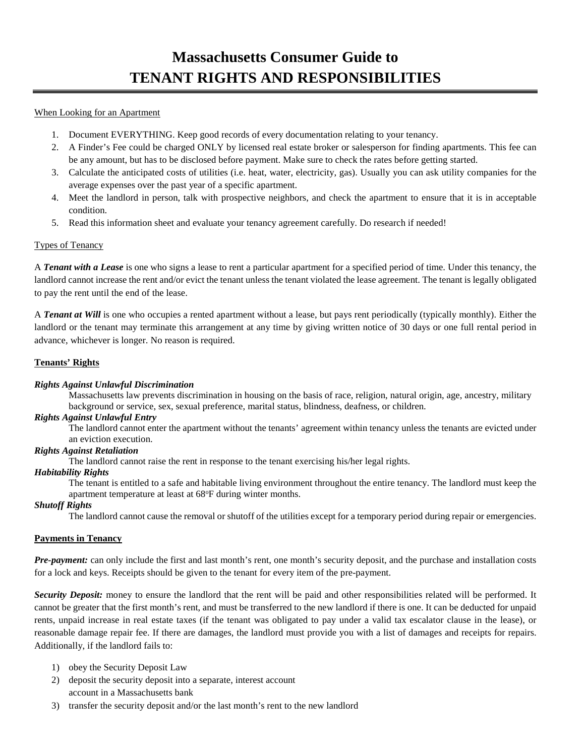# Massachusetts Consumer Guide to TENANT RIGHTS AND RESPONSIBILITIES

When Looking for an Apartment

1. Document EVERYTHING. Keep good records of every documentation relating to your tenancy.
2. A Finder's Fee could be charged ONLY by licensed real estate broker or salesperson for finding apartments. This fee can be any amount, but has to be disclosed before payment. Make sure to check the rates before getting started.
3. Calculate the anticipated costs of utilities (i.e. heat, water, electricity, gas). Usually you can ask utility companies for the average expenses over the past year of a specific apartment.
4. Meet the landlord in person, talk with prospective neighbors, and check the apartment to ensure that it is in acceptable condition.
5. Read this information sheet and evaluate your tenancy agreement carefully. Do research if needed!

Types of Tenancy

A ***Tenant with a Lease*** is one who signs a lease to rent a particular apartment for a specified period of time. Under this tenancy, the landlord cannot increase the rent and/or evict the tenant unless the tenant violated the lease agreement. The tenant is legally obligated to pay the rent until the end of the lease.

A ***Tenant at Will*** is one who occupies a rented apartment without a lease, but pays rent periodically (typically monthly). Either the landlord or the tenant may terminate this arrangement at any time by giving written notice of 30 days or one full rental period in advance, whichever is longer. No reason is required.

## Tenants' Rights

***Rights Against Unlawful Discrimination***

Massachusetts law prevents discrimination in housing on the basis of race, religion, natural origin, age, ancestry, military background or service, sex, sexual preference, marital status, blindness, deafness, or children.

***Rights Against Unlawful Entry***

The landlord cannot enter the apartment without the tenants' agreement within tenancy unless the tenants are evicted under an eviction execution.

***Rights Against Retaliation***

The landlord cannot raise the rent in response to the tenant exercising his/her legal rights.

***Habitability Rights***

The tenant is entitled to a safe and habitable living environment throughout the entire tenancy. The landlord must keep the apartment temperature at least at 68°F during winter months.

***Shutoff Rights***

The landlord cannot cause the removal or shutoff of the utilities except for a temporary period during repair or emergencies.

## Payments in Tenancy

***Pre-payment:*** can only include the first and last month's rent, one month's security deposit, and the purchase and installation costs for a lock and keys. Receipts should be given to the tenant for every item of the pre-payment.

***Security Deposit:*** money to ensure the landlord that the rent will be paid and other responsibilities related will be performed. It cannot be greater that the first month's rent, and must be transferred to the new landlord if there is one. It can be deducted for unpaid rents, unpaid increase in real estate taxes (if the tenant was obligated to pay under a valid tax escalator clause in the lease), or reasonable damage repair fee. If there are damages, the landlord must provide you with a list of damages and receipts for repairs. Additionally, if the landlord fails to:

1) obey the Security Deposit Law
2) deposit the security deposit into a separate, interest account account in a Massachusetts bank
3) transfer the security deposit and/or the last month's rent to the new landlord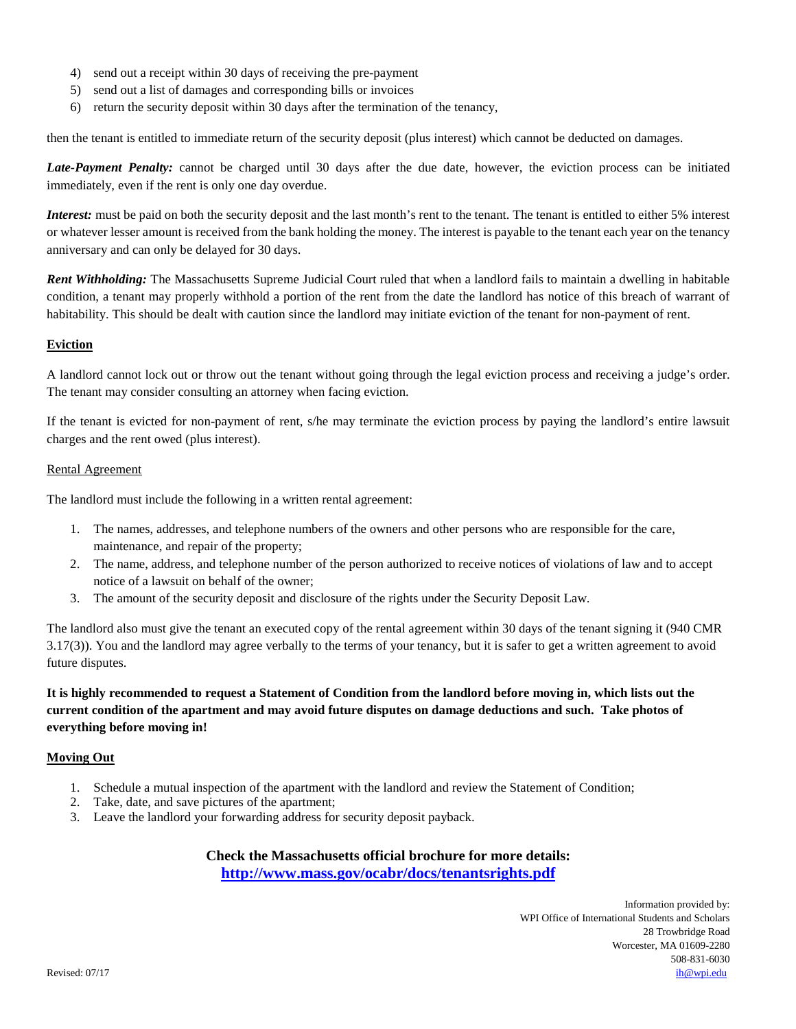4) send out a receipt within 30 days of receiving the pre-payment
5) send out a list of damages and corresponding bills or invoices
6) return the security deposit within 30 days after the termination of the tenancy,

then the tenant is entitled to immediate return of the security deposit (plus interest) which cannot be deducted on damages.

***Late-Payment Penalty:*** cannot be charged until 30 days after the due date, however, the eviction process can be initiated immediately, even if the rent is only one day overdue.

***Interest:*** must be paid on both the security deposit and the last month's rent to the tenant. The tenant is entitled to either 5% interest or whatever lesser amount is received from the bank holding the money. The interest is payable to the tenant each year on the tenancy anniversary and can only be delayed for 30 days.

***Rent Withholding:*** The Massachusetts Supreme Judicial Court ruled that when a landlord fails to maintain a dwelling in habitable condition, a tenant may properly withhold a portion of the rent from the date the landlord has notice of this breach of warrant of habitability. This should be dealt with caution since the landlord may initiate eviction of the tenant for non-payment of rent.

## Eviction

A landlord cannot lock out or throw out the tenant without going through the legal eviction process and receiving a judge's order. The tenant may consider consulting an attorney when facing eviction.

If the tenant is evicted for non-payment of rent, s/he may terminate the eviction process by paying the landlord's entire lawsuit charges and the rent owed (plus interest).

### Rental Agreement

The landlord must include the following in a written rental agreement:

1. The names, addresses, and telephone numbers of the owners and other persons who are responsible for the care, maintenance, and repair of the property;
2. The name, address, and telephone number of the person authorized to receive notices of violations of law and to accept notice of a lawsuit on behalf of the owner;
3. The amount of the security deposit and disclosure of the rights under the Security Deposit Law.

The landlord also must give the tenant an executed copy of the rental agreement within 30 days of the tenant signing it (940 CMR 3.17(3)). You and the landlord may agree verbally to the terms of your tenancy, but it is safer to get a written agreement to avoid future disputes.

**It is highly recommended to request a Statement of Condition from the landlord before moving in, which lists out the current condition of the apartment and may avoid future disputes on damage deductions and such. Take photos of everything before moving in!**

## Moving Out

1. Schedule a mutual inspection of the apartment with the landlord and review the Statement of Condition;
2. Take, date, and save pictures of the apartment;
3. Leave the landlord your forwarding address for security deposit payback.

**Check the Massachusetts official brochure for more details:**
**[http://www.mass.gov/ocabr/docs/tenantsrights.pdf](http://www.mass.gov/ocabr/docs/tenantsrights.pdf)**

Information provided by:
WPI Office of International Students and Scholars
28 Trowbridge Road
Worcester, MA 01609-2280
508-831-6030
ih@wpi.edu

Revised: 07/17